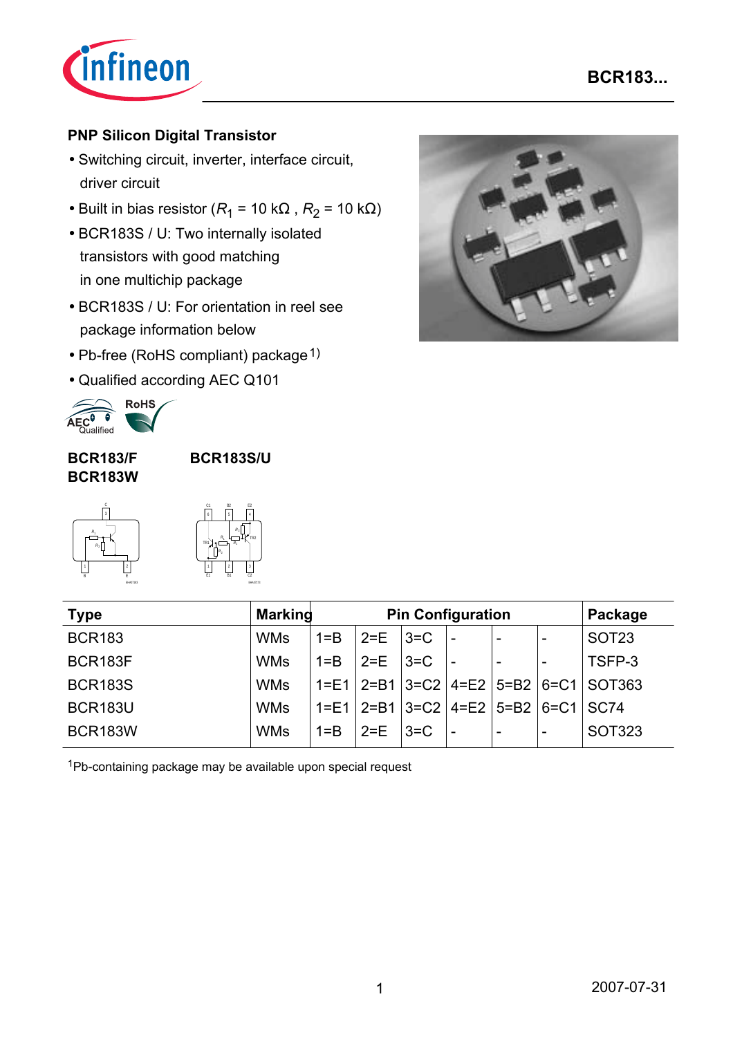**PNP Silicon Digital Transistor**

- Switching circuit, inverter, interface circuit, driver circuit
- Built in bias resistor ($R_1$ = 10 kΩ , $R_2$ = 10 kΩ)
- BCR183S / U: Two internally isolated transistors with good matching in one multichip package
- BCR183S / U: For orientation in reel see package information below
- Pb-free (RoHS compliant) package[1)]
- Qualified according AEC Q101

**BCR183/F**
**BCR183W**

**BCR183S/U**

| Type | Marking | Pin Configuration | | | | | | Package |
|---|---|---|---|---|---|---|---|---|
| BCR183 | WMs | 1=B | 2=E | 3=C | - | - | - | SOT23 |
| BCR183F | WMs | 1=B | 2=E | 3=C | - | - | - | TSFP-3 |
| BCR183S | WMs | 1=E1 | 2=B1 | 3=C2 | 4=E2 | 5=B2 | 6=C1 | SOT363 |
| BCR183U | WMs | 1=E1 | 2=B1 | 3=C2 | 4=E2 | 5=B2 | 6=C1 | SC74 |
| BCR183W | WMs | 1=B | 2=E | 3=C | - | - | - | SOT323 |

[1]Pb-containing package may be available upon special request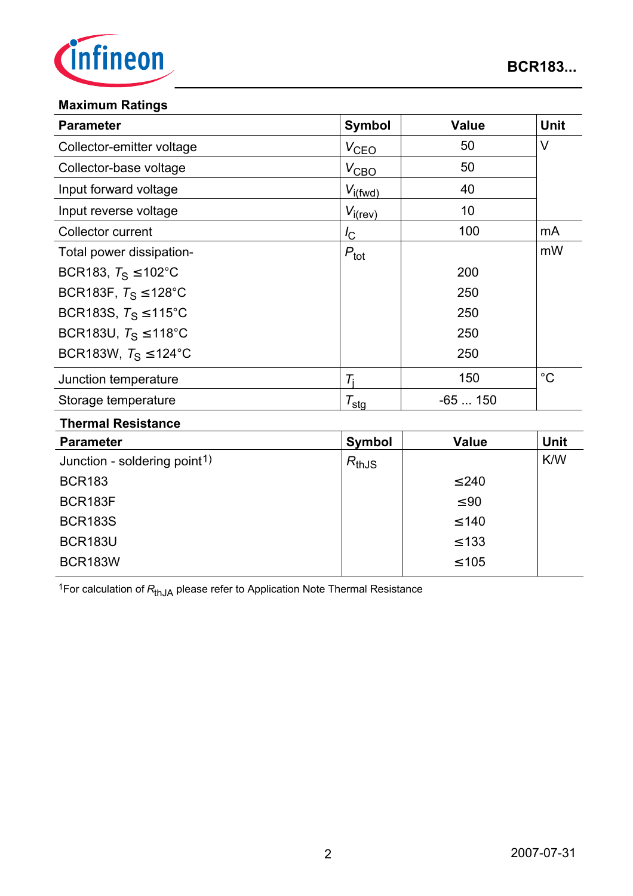### Maximum Ratings

| Parameter | Symbol | Value | Unit |
|---|---|---|---|
| Collector-emitter voltage | $V_{CEO}$ | 50 | V |
| Collector-base voltage | $V_{CBO}$ | 50 | |
| Input forward voltage | $V_{i(fwd)}$ | 40 | |
| Input reverse voltage | $V_{i(rev)}$ | 10 | |
| Collector current | $I_C$ | 100 | mA |
| Total power dissipation- | $P_{tot}$ | | mW |
| BCR183, $T_S \leq 102°C$ | | 200 | |
| BCR183F, $T_S \leq 128°C$ | | 250 | |
| BCR183S, $T_S \leq 115°C$ | | 250 | |
| BCR183U, $T_S \leq 118°C$ | | 250 | |
| BCR183W, $T_S \leq 124°C$ | | 250 | |
| Junction temperature | $T_j$ | 150 | °C |
| Storage temperature | $T_{stg}$ | -65 ... 150 | |

### Thermal Resistance

| Parameter | Symbol | Value | Unit |
|---|---|---|---|
| Junction - soldering point[1)] | $R_{thJS}$ | | K/W |
| BCR183 | | ≤240 | |
| BCR183F | | ≤90 | |
| BCR183S | | ≤140 | |
| BCR183U | | ≤133 | |
| BCR183W | | ≤105 | |

[1]For calculation of $R_{thJA}$ please refer to Application Note Thermal Resistance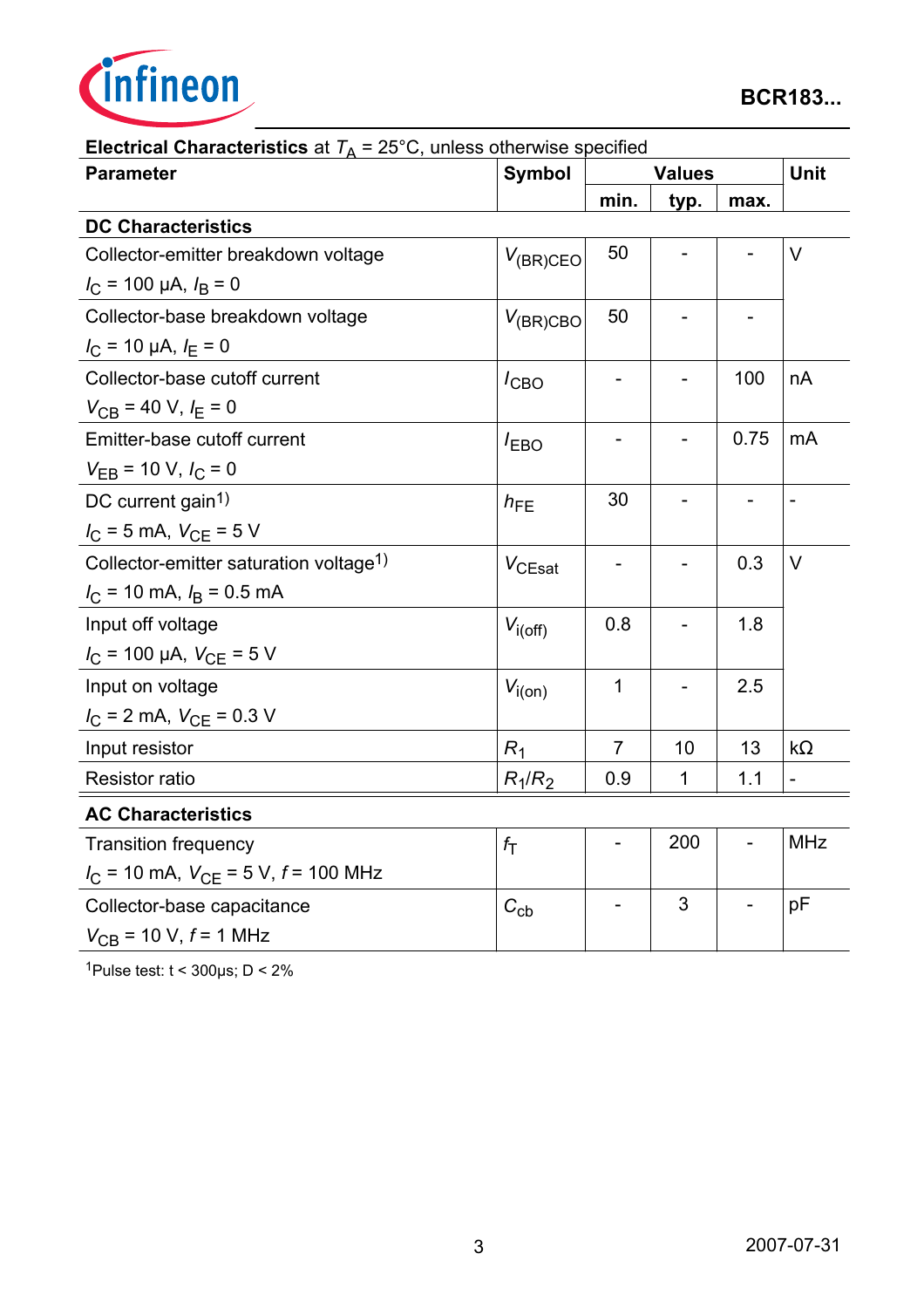**Electrical Characteristics** at $T_A$ = 25°C, unless otherwise specified

| Parameter | Symbol | Values | | | Unit |
|---|---|---|---|---|---|
| | | min. | typ. | max. | |
| **DC Characteristics** | | | | | |
| Collector-emitter breakdown voltage<br>$I_C$ = 100 µA, $I_B$ = 0 | $V_{(BR)CEO}$ | 50 | - | - | V |
| Collector-base breakdown voltage<br>$I_C$ = 10 µA, $I_E$ = 0 | $V_{(BR)CBO}$ | 50 | - | - | |
| Collector-base cutoff current<br>$V_{CB}$ = 40 V, $I_E$ = 0 | $I_{CBO}$ | - | - | 100 | nA |
| Emitter-base cutoff current<br>$V_{EB}$ = 10 V, $I_C$ = 0 | $I_{EBO}$ | - | - | 0.75 | mA |
| DC current gain[1]<br>$I_C$ = 5 mA, $V_{CE}$ = 5 V | $h_{FE}$ | 30 | - | - | - |
| Collector-emitter saturation voltage[1]<br>$I_C$ = 10 mA, $I_B$ = 0.5 mA | $V_{CEsat}$ | - | - | 0.3 | V |
| Input off voltage<br>$I_C$ = 100 µA, $V_{CE}$ = 5 V | $V_{i(off)}$ | 0.8 | - | 1.8 | |
| Input on voltage<br>$I_C$ = 2 mA, $V_{CE}$ = 0.3 V | $V_{i(on)}$ | 1 | - | 2.5 | |
| Input resistor | $R_1$ | 7 | 10 | 13 | kΩ |
| Resistor ratio | $R_1/R_2$ | 0.9 | 1 | 1.1 | - |
| **AC Characteristics** | | | | | |
| Transition frequency<br>$I_C$ = 10 mA, $V_{CE}$ = 5 V, $f$ = 100 MHz | $f_T$ | - | 200 | - | MHz |
| Collector-base capacitance<br>$V_{CB}$ = 10 V, $f$ = 1 MHz | $C_{cb}$ | - | 3 | - | pF |

[1]Pulse test: t < 300µs; D < 2%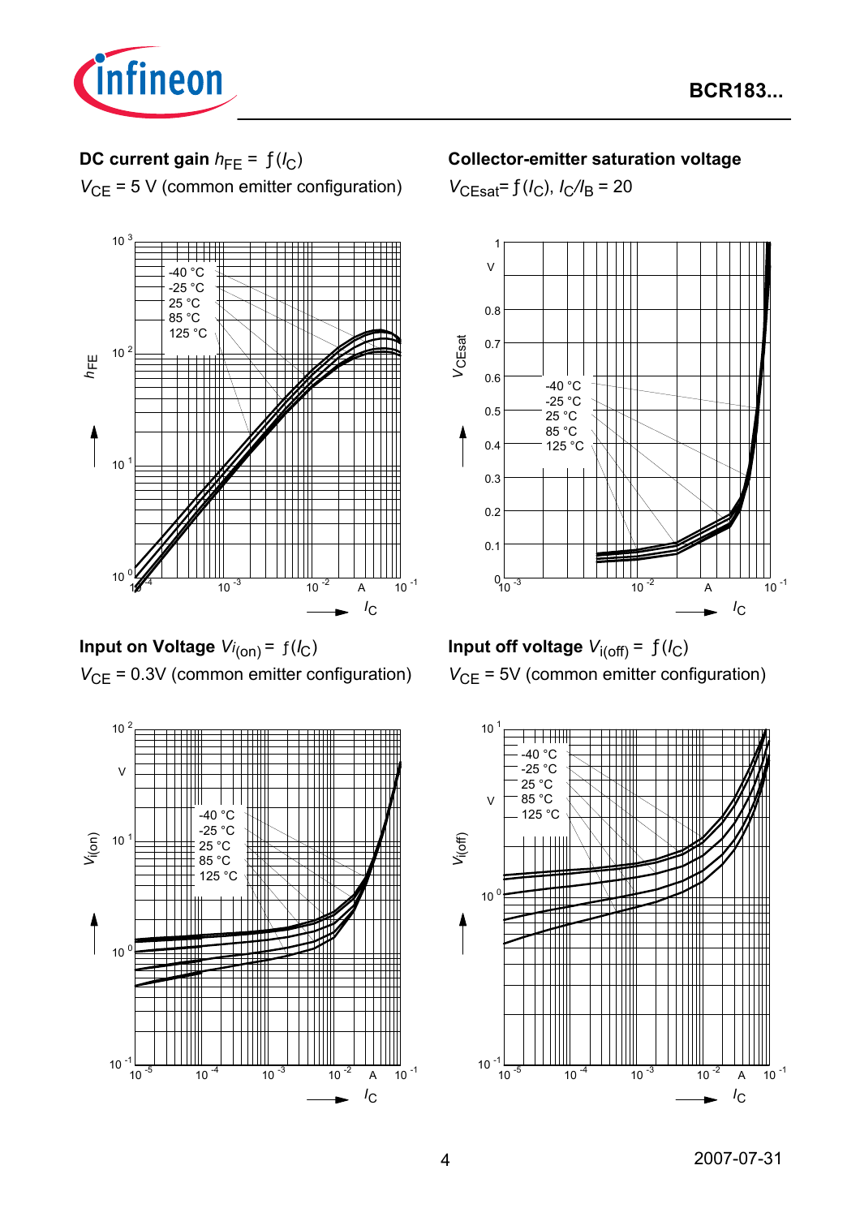**DC current gain $h_{FE} = ƒ(I_C)$**

$V_{CE}$ = 5 V (common emitter configuration)

**Collector-emitter saturation voltage**

$V_{CEsat} = ƒ(I_C)$, $I_C/I_B = 20$

**Input on Voltage $V_{i(on)} = ƒ(I_C)$**

$V_{CE}$ = 0.3V (common emitter configuration)

**Input off voltage $V_{i(off)} = ƒ(I_C)$**

$V_{CE}$ = 5V (common emitter configuration)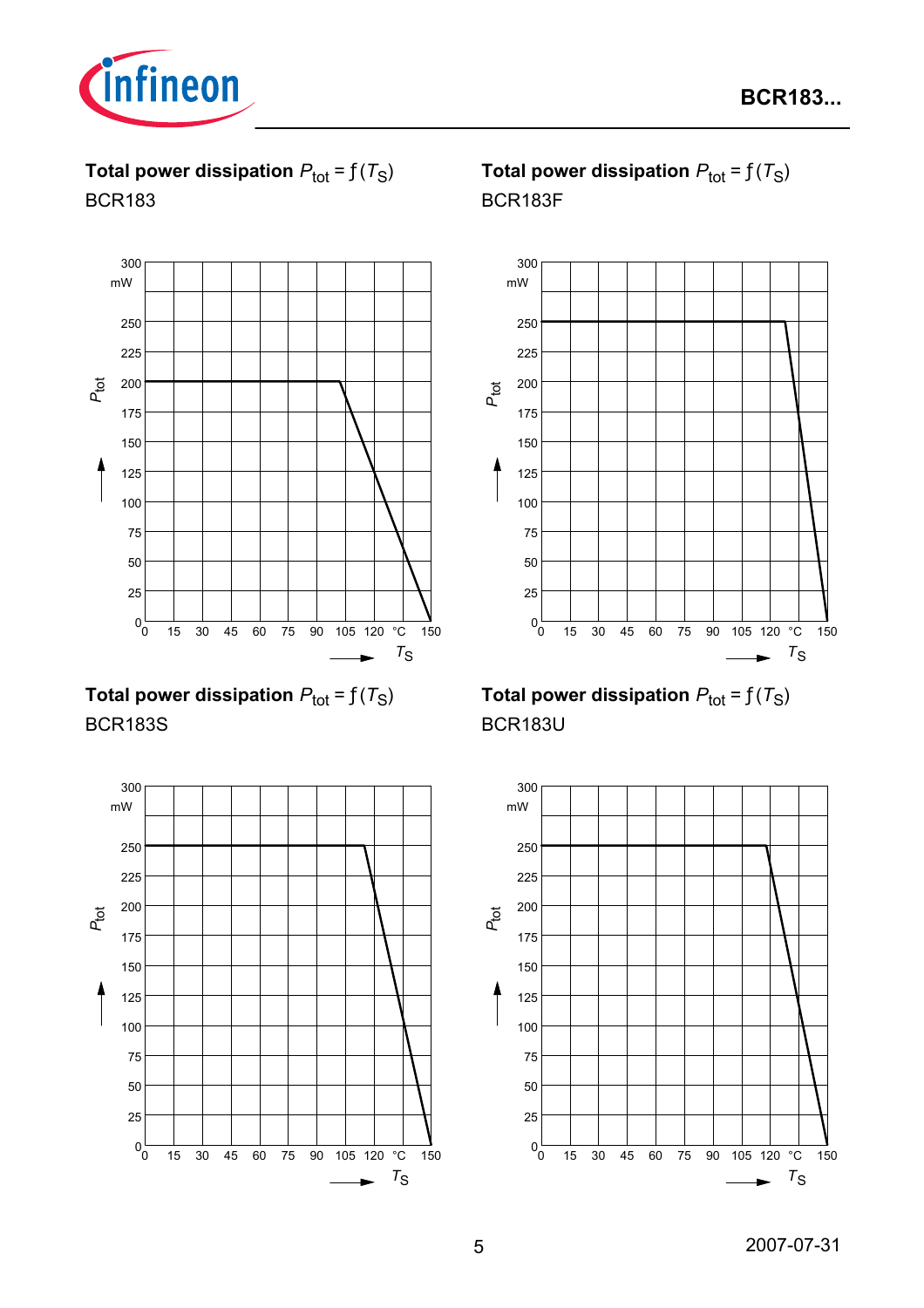**Total power dissipation $P_{tot} = f(T_S)$**

BCR183

**Total power dissipation $P_{tot} = f(T_S)$**

BCR183F

**Total power dissipation $P_{tot} = f(T_S)$**

BCR183S

**Total power dissipation $P_{tot} = f(T_S)$**

BCR183U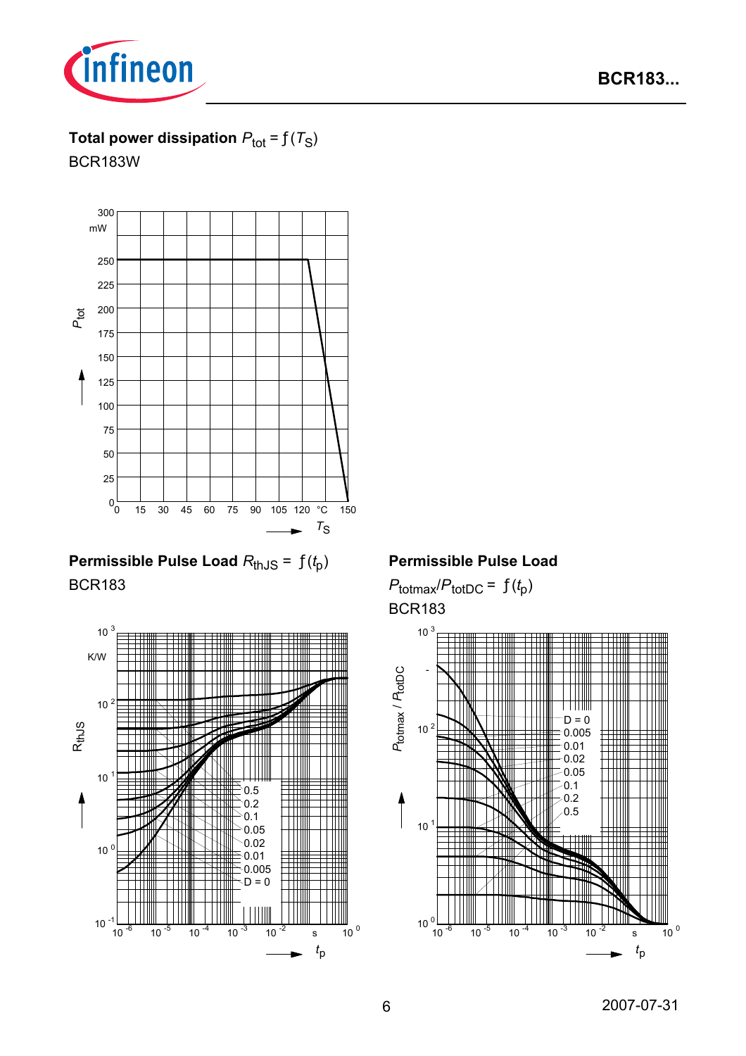**Total power dissipation** $P_{tot} = ƒ(T_S)$

BCR183W

**Permissible Pulse Load** $R_{thJS} = ƒ(t_p)$

BCR183

**Permissible Pulse Load**

$P_{totmax}/P_{totDC} = ƒ(t_p)$

BCR183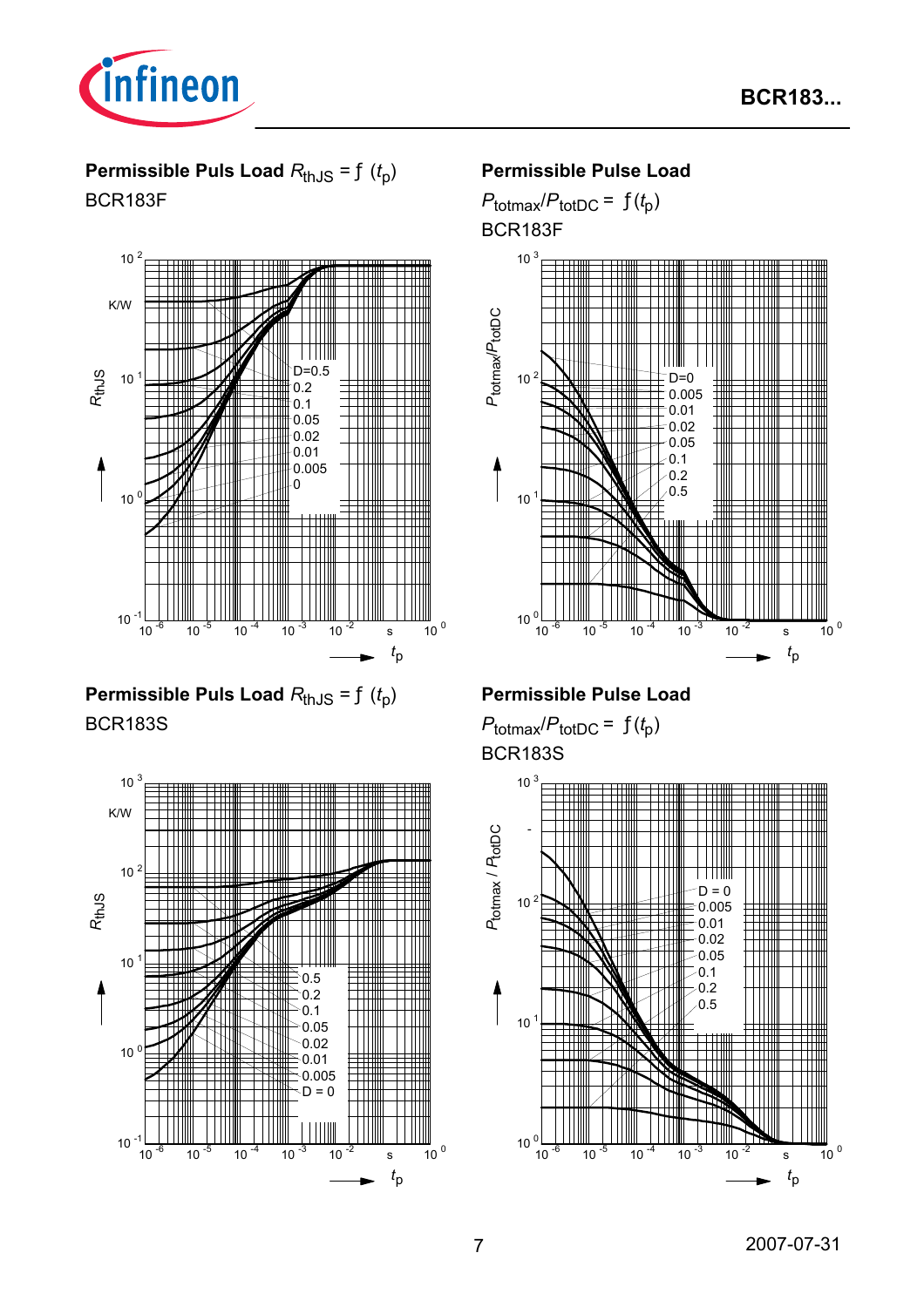## Permissible Puls Load $R_{thJS} = f(t_p)$

BCR183F

## Permissible Pulse Load

$P_{totmax}/P_{totDC} = f(t_p)$

BCR183F

## Permissible Puls Load $R_{thJS} = f(t_p)$

BCR183S

## Permissible Pulse Load

$P_{totmax}/P_{totDC} = f(t_p)$

BCR183S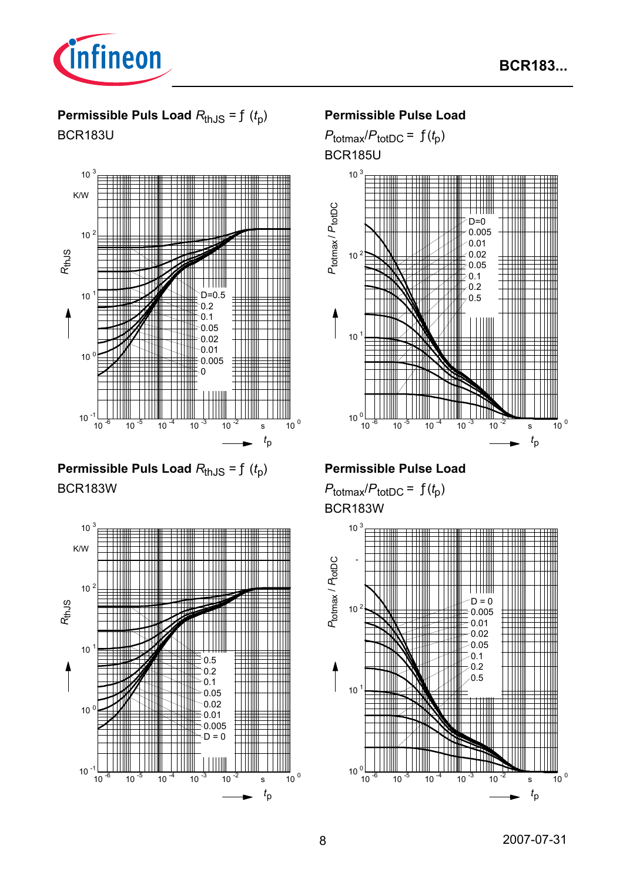**Permissible Puls Load $R_{thJS} = f(t_p)$**

BCR183U

**Permissible Pulse Load**

$P_{totmax}/P_{totDC} = f(t_p)$

BCR185U

**Permissible Puls Load $R_{thJS} = f(t_p)$**

BCR183W

**Permissible Pulse Load**

$P_{totmax}/P_{totDC} = f(t_p)$

BCR183W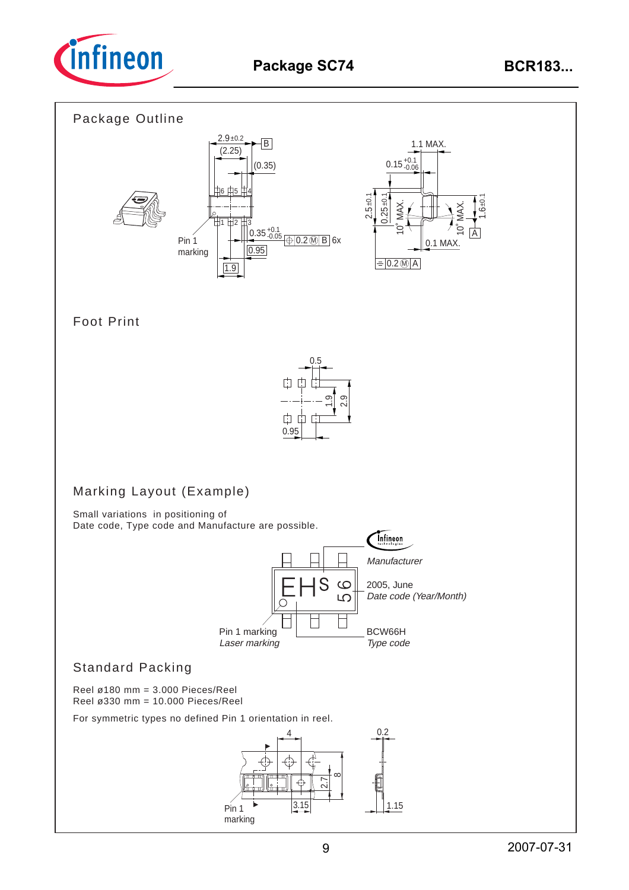# Package SC74

## Package Outline

2.9±0.2
(2.25)
B
(0.35)
1.1 MAX.
$0.15^{+0.1}_{-0.06}$
6 5 4
1 2 3
2.5±0.1
0.25±0.1
10° MAX.
10° MAX.
1.6±0.1
A
$0.35^{+0.1}_{-0.05}$
0.2 Ⓜ B 6x
0.95
1.9
Pin 1 marking
0.1 MAX.
0.2 Ⓜ A

## Foot Print

0.5
1.9
2.9
0.95

## Marking Layout (Example)

Small variations in positioning of
Date code, Type code and Manufacture are possible.

EHs 56

*Manufacturer*

2005, June
*Date code (Year/Month)*

Pin 1 marking
*Laser marking*

BCW66H
*Type code*

## Standard Packing

Reel ø180 mm = 3.000 Pieces/Reel
Reel ø330 mm = 10.000 Pieces/Reel

For symmetric types no defined Pin 1 orientation in reel.

4
0.2
8
2.7
Pin 1 marking
3.15
1.15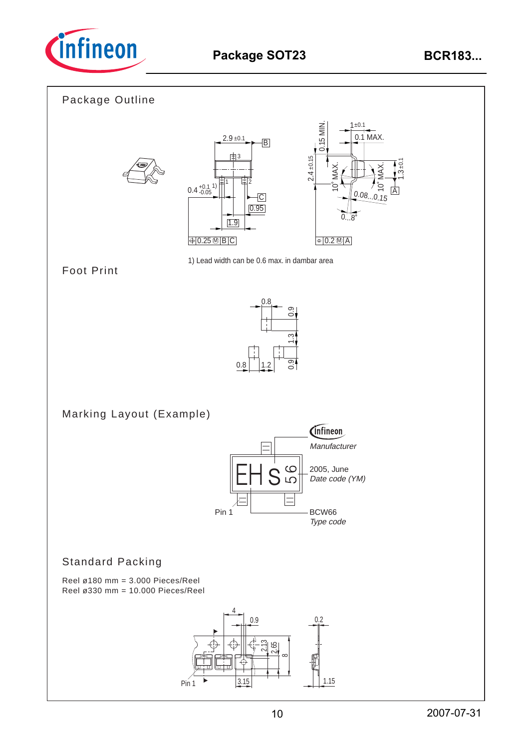# Package SOT23

## Package Outline

1) Lead width can be 0.6 max. in dambar area

## Foot Print

## Marking Layout (Example)

## Standard Packing

Reel ø180 mm = 3.000 Pieces/Reel
Reel ø330 mm = 10.000 Pieces/Reel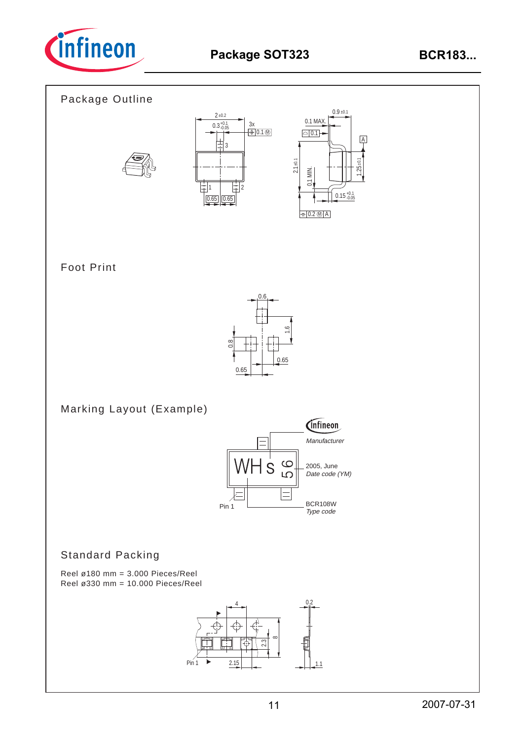# Package SOT323

## Package Outline

## Foot Print

## Marking Layout (Example)

Manufacturer

2005, June
*Date code (YM)*

Pin 1

BCR108W
*Type code*

## Standard Packing

Reel ø180 mm = 3.000 Pieces/Reel
Reel ø330 mm = 10.000 Pieces/Reel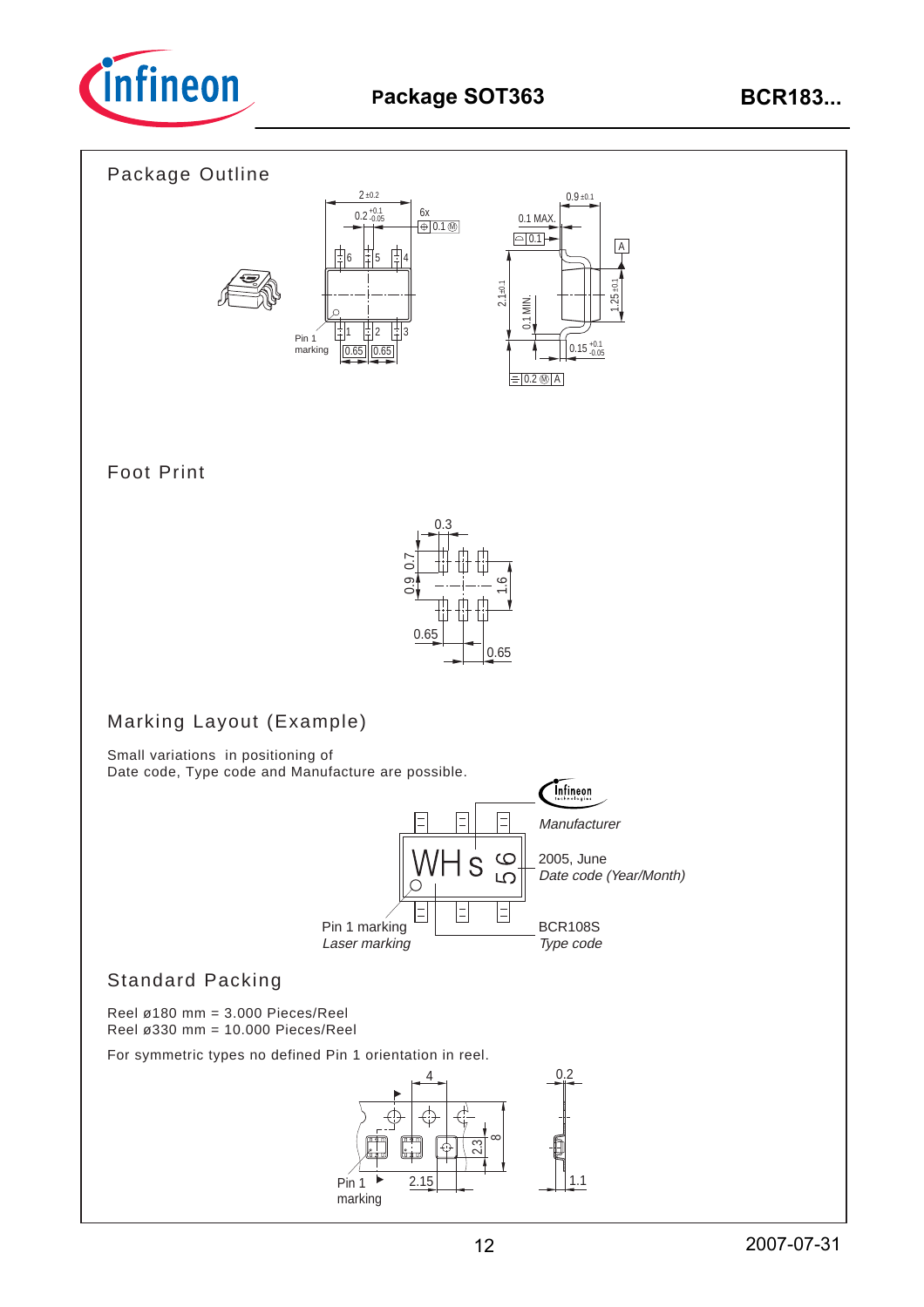## Package Outline

## Foot Print

## Marking Layout (Example)

Small variations in positioning of
Date code, Type code and Manufacture are possible.

Manufacturer

2005, June
*Date code (Year/Month)*

Pin 1 marking
*Laser marking*

BCR108S
*Type code*

## Standard Packing

Reel ø180 mm = 3.000 Pieces/Reel
Reel ø330 mm = 10.000 Pieces/Reel

For symmetric types no defined Pin 1 orientation in reel.

Pin 1 marking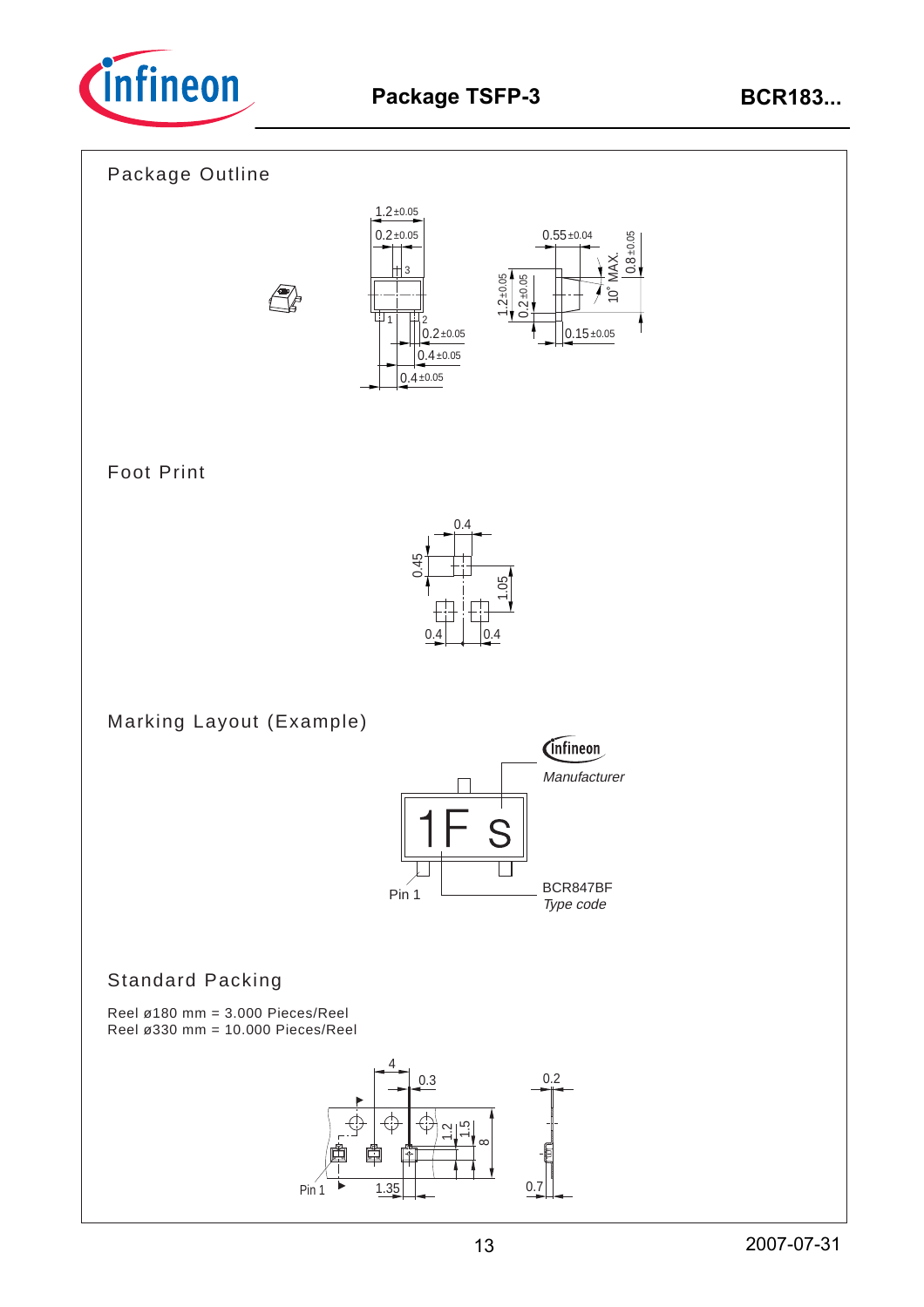# Package TSFP-3

## Package Outline

## Foot Print

## Marking Layout (Example)

## Standard Packing

Reel ø180 mm = 3.000 Pieces/Reel
Reel ø330 mm = 10.000 Pieces/Reel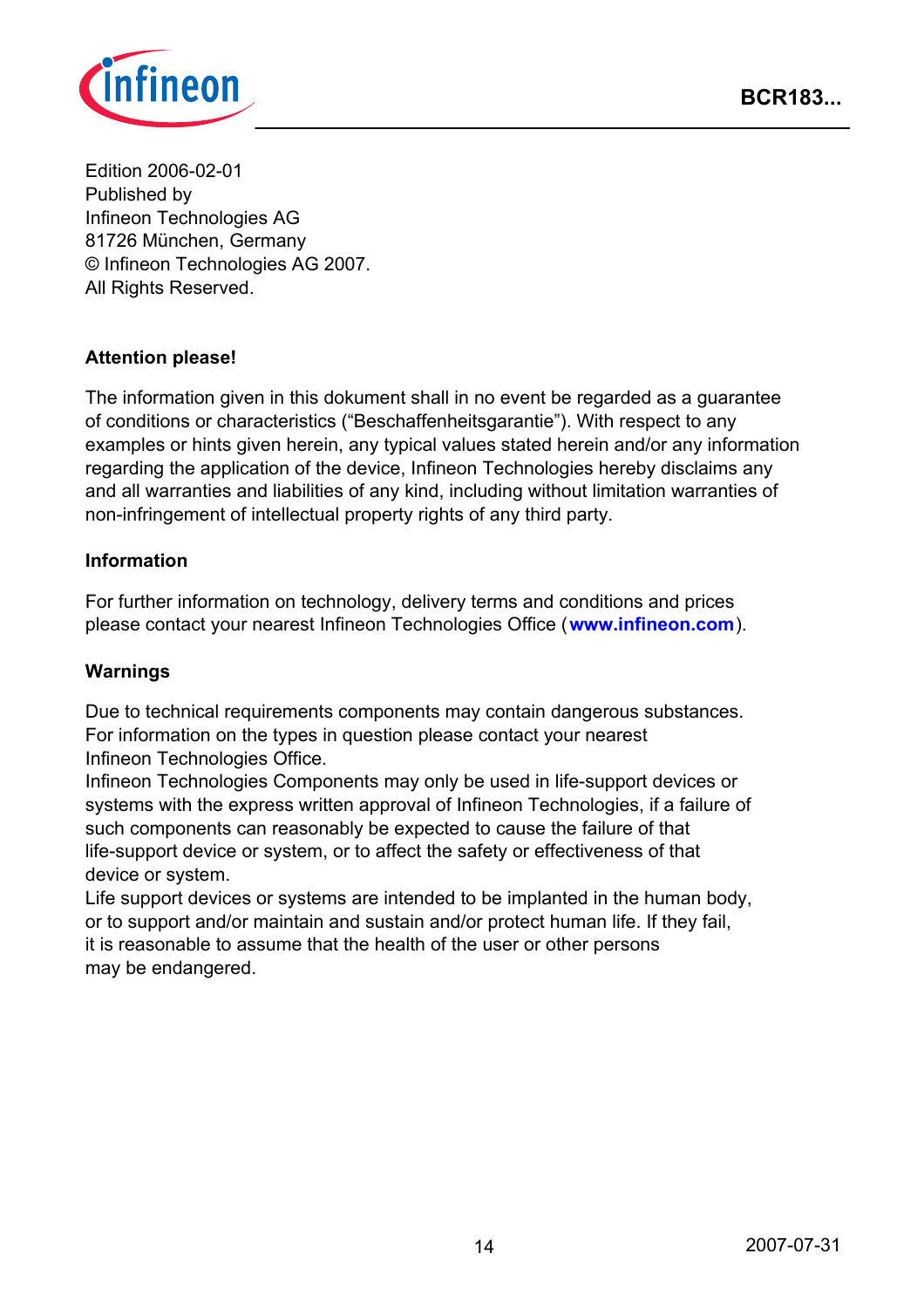Edition 2006-02-01
Published by
Infineon Technologies AG
81726 München, Germany
© Infineon Technologies AG 2007.
All Rights Reserved.

**Attention please!**

The information given in this dokument shall in no event be regarded as a guarantee of conditions or characteristics (“Beschaffenheitsgarantie”). With respect to any examples or hints given herein, any typical values stated herein and/or any information regarding the application of the device, Infineon Technologies hereby disclaims any and all warranties and liabilities of any kind, including without limitation warranties of non-infringement of intellectual property rights of any third party.

**Information**

For further information on technology, delivery terms and conditions and prices please contact your nearest Infineon Technologies Office (**www.infineon.com**).

**Warnings**

Due to technical requirements components may contain dangerous substances. For information on the types in question please contact your nearest Infineon Technologies Office.
Infineon Technologies Components may only be used in life-support devices or systems with the express written approval of Infineon Technologies, if a failure of such components can reasonably be expected to cause the failure of that life-support device or system, or to affect the safety or effectiveness of that device or system.
Life support devices or systems are intended to be implanted in the human body, or to support and/or maintain and sustain and/or protect human life. If they fail, it is reasonable to assume that the health of the user or other persons may be endangered.